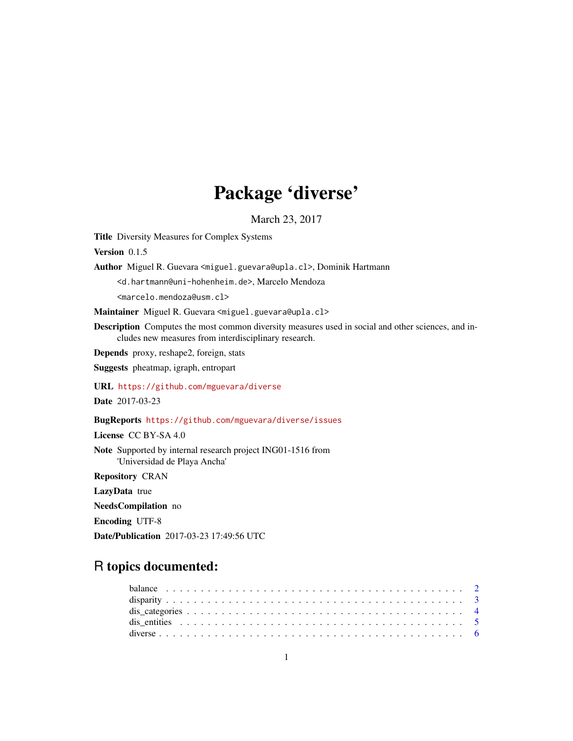# Package 'diverse'

March 23, 2017

**Title** Diversity Measures for Complex Systems

**Version** 0.1.5

**Author** Miguel R. Guevara <miguel.guevara@upla.cl>, Dominik Hartmann <d.hartmann@uni-hohenheim.de>, Marcelo Mendoza <marcelo.mendoza@usm.cl>

**Maintainer** Miguel R. Guevara <miguel.guevara@upla.cl>

**Description** Computes the most common diversity measures used in social and other sciences, and includes new measures from interdisciplinary research.

**Depends** proxy, reshape2, foreign, stats

**Suggests** pheatmap, igraph, entropart

**URL** https://github.com/mguevara/diverse

**Date** 2017-03-23

**BugReports** https://github.com/mguevara/diverse/issues

**License** CC BY-SA 4.0

**Note** Supported by internal research project ING01-1516 from 'Universidad de Playa Ancha'

**Repository** CRAN

**LazyData** true

**NeedsCompilation** no

**Encoding** UTF-8

**Date/Publication** 2017-03-23 17:49:56 UTC

## R topics documented:

| | |
|---|---|
| balance | 2 |
| disparity | 3 |
| dis_categories | 4 |
| dis_entities | 5 |
| diverse | 6 |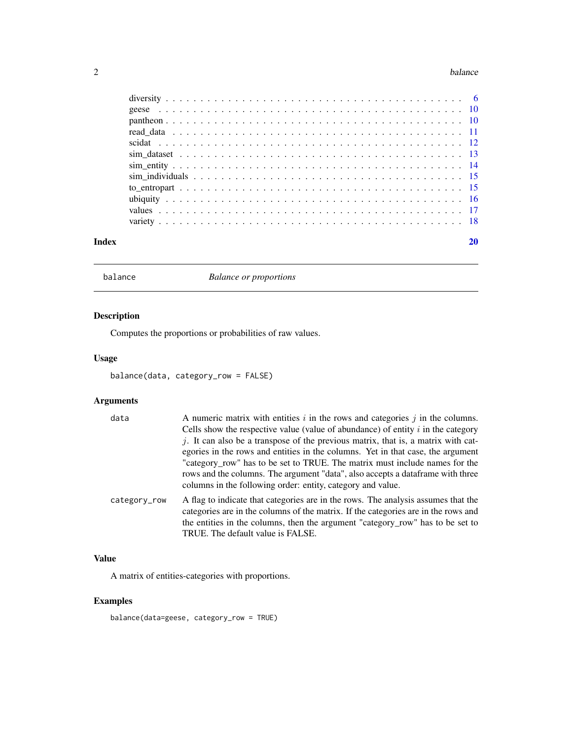diversity . . . . . . . . . . . . . . . . . . . . . . . . . . . . . . . . . . . . . . . 6
geese . . . . . . . . . . . . . . . . . . . . . . . . . . . . . . . . . . . . . . . . . 10
pantheon . . . . . . . . . . . . . . . . . . . . . . . . . . . . . . . . . . . . . . . 10
read_data . . . . . . . . . . . . . . . . . . . . . . . . . . . . . . . . . . . . . . 11
scidat . . . . . . . . . . . . . . . . . . . . . . . . . . . . . . . . . . . . . . . . 12
sim_dataset . . . . . . . . . . . . . . . . . . . . . . . . . . . . . . . . . . . . . 13
sim_entity . . . . . . . . . . . . . . . . . . . . . . . . . . . . . . . . . . . . . . 14
sim_individuals . . . . . . . . . . . . . . . . . . . . . . . . . . . . . . . . . . . 15
to_entropart . . . . . . . . . . . . . . . . . . . . . . . . . . . . . . . . . . . . . 15
ubiquity . . . . . . . . . . . . . . . . . . . . . . . . . . . . . . . . . . . . . . . 16
values . . . . . . . . . . . . . . . . . . . . . . . . . . . . . . . . . . . . . . . . 17
variety . . . . . . . . . . . . . . . . . . . . . . . . . . . . . . . . . . . . . . . . 18

**Index** **20**

---

`balance` *Balance or proportions*

---

### Description

Computes the proportions or probabilities of raw values.

### Usage

```
balance(data, category_row = FALSE)
```

### Arguments

| | |
|---|---|
| `data` | A numeric matrix with entities $i$ in the rows and categories $j$ in the columns. Cells show the respective value (value of abundance) of entity $i$ in the category $j$. It can also be a transpose of the previous matrix, that is, a matrix with categories in the rows and entities in the columns. Yet in that case, the argument "category_row" has to be set to TRUE. The matrix must include names for the rows and the columns. The argument "data", also accepts a dataframe with three columns in the following order: entity, category and value. |
| `category_row` | A flag to indicate that categories are in the rows. The analysis assumes that the categories are in the columns of the matrix. If the categories are in the rows and the entities in the columns, then the argument "category_row" has to be set to TRUE. The default value is FALSE. |

### Value

A matrix of entities-categories with proportions.

### Examples

```
balance(data=geese, category_row = TRUE)
```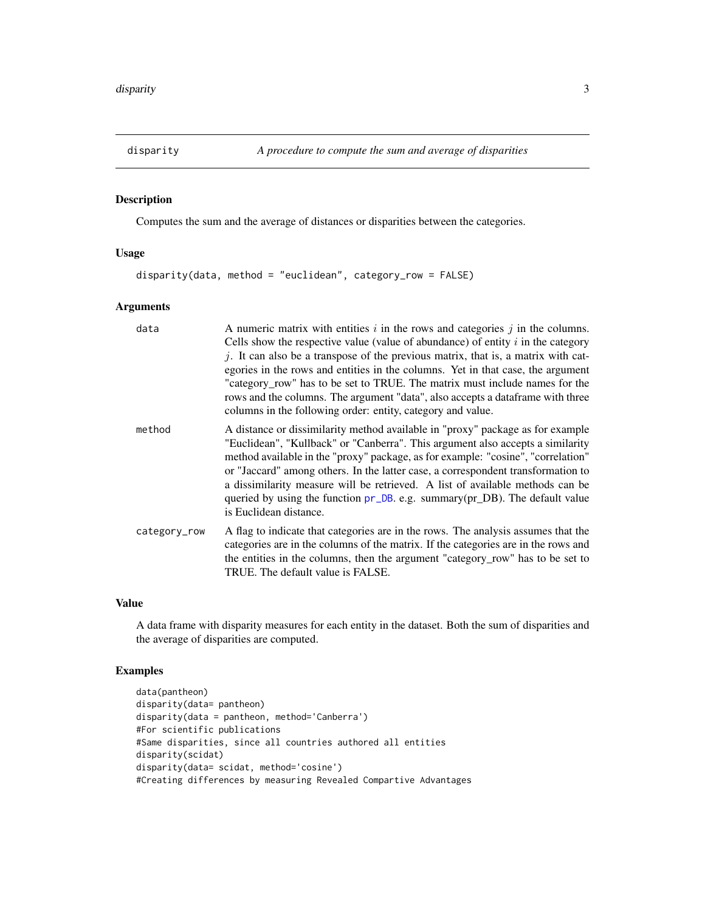# disparity — *A procedure to compute the sum and average of disparities*

## Description

Computes the sum and the average of distances or disparities between the categories.

## Usage

```
disparity(data, method = "euclidean", category_row = FALSE)
```

## Arguments

| Argument | Description |
| --- | --- |
| `data` | A numeric matrix with entities $i$ in the rows and categories $j$ in the columns. Cells show the respective value (value of abundance) of entity $i$ in the category $j$. It can also be a transpose of the previous matrix, that is, a matrix with categories in the rows and entities in the columns. Yet in that case, the argument "category_row" has to be set to TRUE. The matrix must include names for the rows and the columns. The argument "data", also accepts a dataframe with three columns in the following order: entity, category and value. |
| `method` | A distance or dissimilarity method available in "proxy" package as for example "Euclidean", "Kullback" or "Canberra". This argument also accepts a similarity method available in the "proxy" package, as for example: "cosine", "correlation" or "Jaccard" among others. In the latter case, a correspondent transformation to a dissimilarity measure will be retrieved. A list of available methods can be queried by using the function pr_DB. e.g. summary(pr_DB). The default value is Euclidean distance. |
| `category_row` | A flag to indicate that categories are in the rows. The analysis assumes that the categories are in the columns of the matrix. If the categories are in the rows and the entities in the columns, then the argument "category_row" has to be set to TRUE. The default value is FALSE. |

## Value

A data frame with disparity measures for each entity in the dataset. Both the sum of disparities and the average of disparities are computed.

## Examples

```
data(pantheon)
disparity(data= pantheon)
disparity(data = pantheon, method='Canberra')
#For scientific publications
#Same disparities, since all countries authored all entities
disparity(scidat)
disparity(data= scidat, method='cosine')
#Creating differences by measuring Revealed Compartive Advantages
```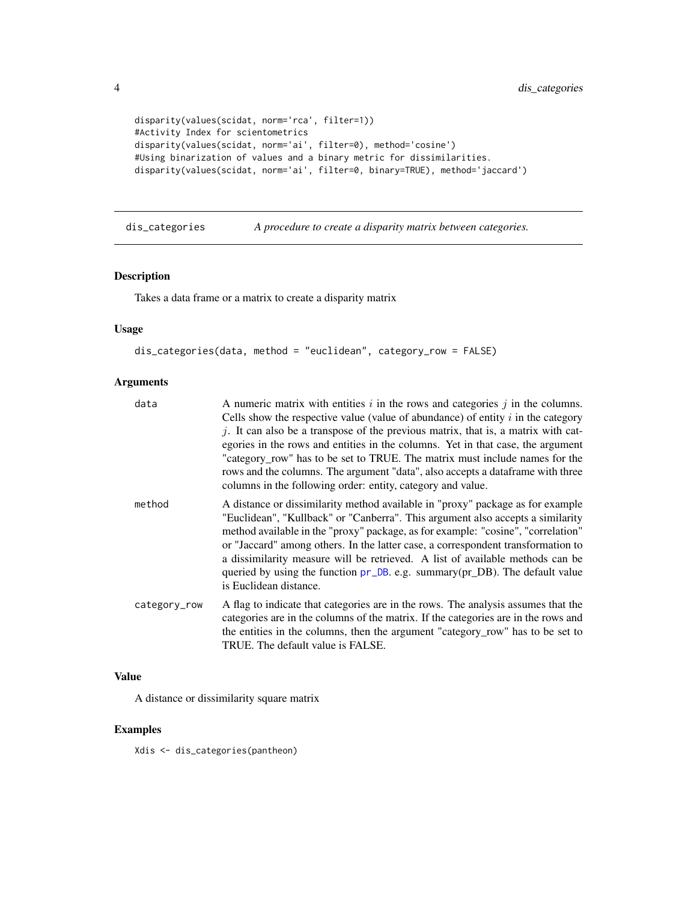```
disparity(values(scidat, norm='rca', filter=1))
#Activity Index for scientometrics
disparity(values(scidat, norm='ai', filter=0), method='cosine')
#Using binarization of values and a binary metric for dissimilarities.
disparity(values(scidat, norm='ai', filter=0, binary=TRUE), method='jaccard')
```

## dis_categories — *A procedure to create a disparity matrix between categories.*

### Description

Takes a data frame or a matrix to create a disparity matrix

### Usage

```
dis_categories(data, method = "euclidean", category_row = FALSE)
```

### Arguments

| Argument | Description |
|---|---|
| data | A numeric matrix with entities $i$ in the rows and categories $j$ in the columns. Cells show the respective value (value of abundance) of entity $i$ in the category $j$. It can also be a transpose of the previous matrix, that is, a matrix with categories in the rows and entities in the columns. Yet in that case, the argument "category_row" has to be set to TRUE. The matrix must include names for the rows and the columns. The argument "data", also accepts a dataframe with three columns in the following order: entity, category and value. |
| method | A distance or dissimilarity method available in "proxy" package as for example "Euclidean", "Kullback" or "Canberra". This argument also accepts a similarity method available in the "proxy" package, as for example: "cosine", "correlation" or "Jaccard" among others. In the latter case, a correspondent transformation to a dissimilarity measure will be retrieved. A list of available methods can be queried by using the function pr_DB. e.g. summary(pr_DB). The default value is Euclidean distance. |
| category_row | A flag to indicate that categories are in the rows. The analysis assumes that the categories are in the columns of the matrix. If the categories are in the rows and the entities in the columns, then the argument "category_row" has to be set to TRUE. The default value is FALSE. |

### Value

A distance or dissimilarity square matrix

### Examples

```
Xdis <- dis_categories(pantheon)
```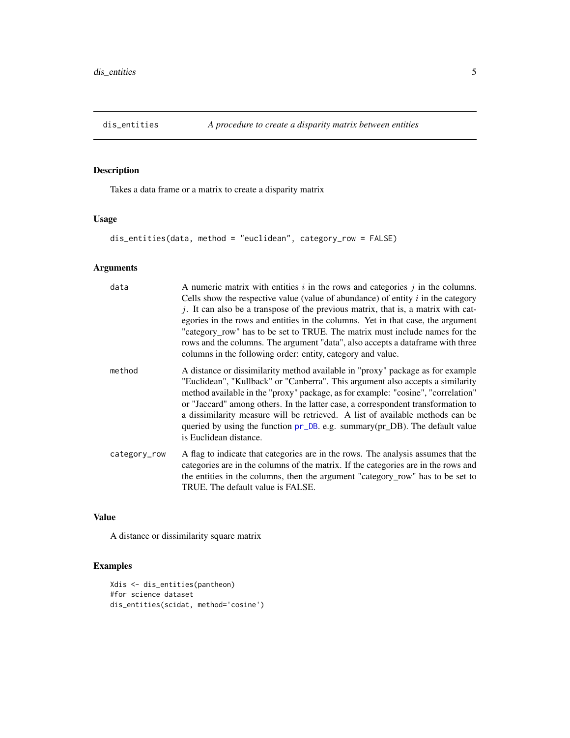# dis_entities — *A procedure to create a disparity matrix between entities*

## Description

Takes a data frame or a matrix to create a disparity matrix

## Usage

```
dis_entities(data, method = "euclidean", category_row = FALSE)
```

## Arguments

| Argument | Description |
| --- | --- |
| `data` | A numeric matrix with entities $i$ in the rows and categories $j$ in the columns. Cells show the respective value (value of abundance) of entity $i$ in the category $j$. It can also be a transpose of the previous matrix, that is, a matrix with categories in the rows and entities in the columns. Yet in that case, the argument "category_row" has to be set to TRUE. The matrix must include names for the rows and the columns. The argument "data", also accepts a dataframe with three columns in the following order: entity, category and value. |
| `method` | A distance or dissimilarity method available in "proxy" package as for example "Euclidean", "Kullback" or "Canberra". This argument also accepts a similarity method available in the "proxy" package, as for example: "cosine", "correlation" or "Jaccard" among others. In the latter case, a correspondent transformation to a dissimilarity measure will be retrieved. A list of available methods can be queried by using the function pr_DB. e.g. summary(pr_DB). The default value is Euclidean distance. |
| `category_row` | A flag to indicate that categories are in the rows. The analysis assumes that the categories are in the columns of the matrix. If the categories are in the rows and the entities in the columns, then the argument "category_row" has to be set to TRUE. The default value is FALSE. |

## Value

A distance or dissimilarity square matrix

## Examples

```
Xdis <- dis_entities(pantheon)
#for science dataset
dis_entities(scidat, method='cosine')
```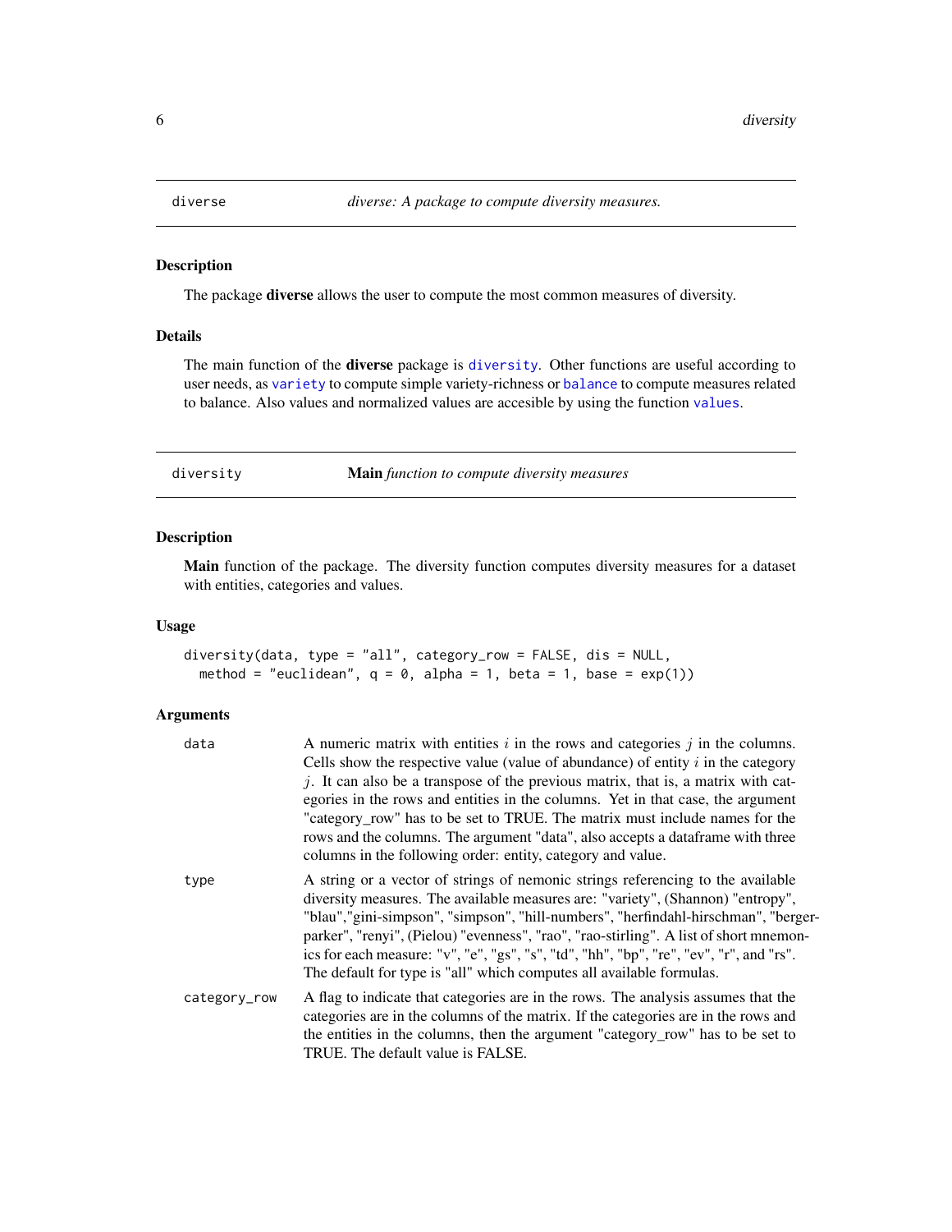## diverse — *diverse: A package to compute diversity measures.*

### Description

The package **diverse** allows the user to compute the most common measures of diversity.

### Details

The main function of the **diverse** package is `diversity`. Other functions are useful according to user needs, as `variety` to compute simple variety-richness or `balance` to compute measures related to balance. Also values and normalized values are accesible by using the function `values`.

## diversity — **Main** *function to compute diversity measures*

### Description

**Main** function of the package. The diversity function computes diversity measures for a dataset with entities, categories and values.

### Usage

```
diversity(data, type = "all", category_row = FALSE, dis = NULL,
  method = "euclidean", q = 0, alpha = 1, beta = 1, base = exp(1))
```

### Arguments

| | |
|---|---|
| `data` | A numeric matrix with entities $i$ in the rows and categories $j$ in the columns. Cells show the respective value (value of abundance) of entity $i$ in the category $j$. It can also be a transpose of the previous matrix, that is, a matrix with categories in the rows and entities in the columns. Yet in that case, the argument "category_row" has to be set to TRUE. The matrix must include names for the rows and the columns. The argument "data", also accepts a dataframe with three columns in the following order: entity, category and value. |
| `type` | A string or a vector of strings of nemonic strings referencing to the available diversity measures. The available measures are: "variety", (Shannon) "entropy", "blau","gini-simpson", "simpson", "hill-numbers", "herfindahl-hirschman", "berger-parker", "renyi", (Pielou) "evenness", "rao", "rao-stirling". A list of short mnemonics for each measure: "v", "e", "gs", "s", "td", "hh", "bp", "re", "ev", "r", and "rs". The default for type is "all" which computes all available formulas. |
| `category_row` | A flag to indicate that categories are in the rows. The analysis assumes that the categories are in the columns of the matrix. If the categories are in the rows and the entities in the columns, then the argument "category_row" has to be set to TRUE. The default value is FALSE. |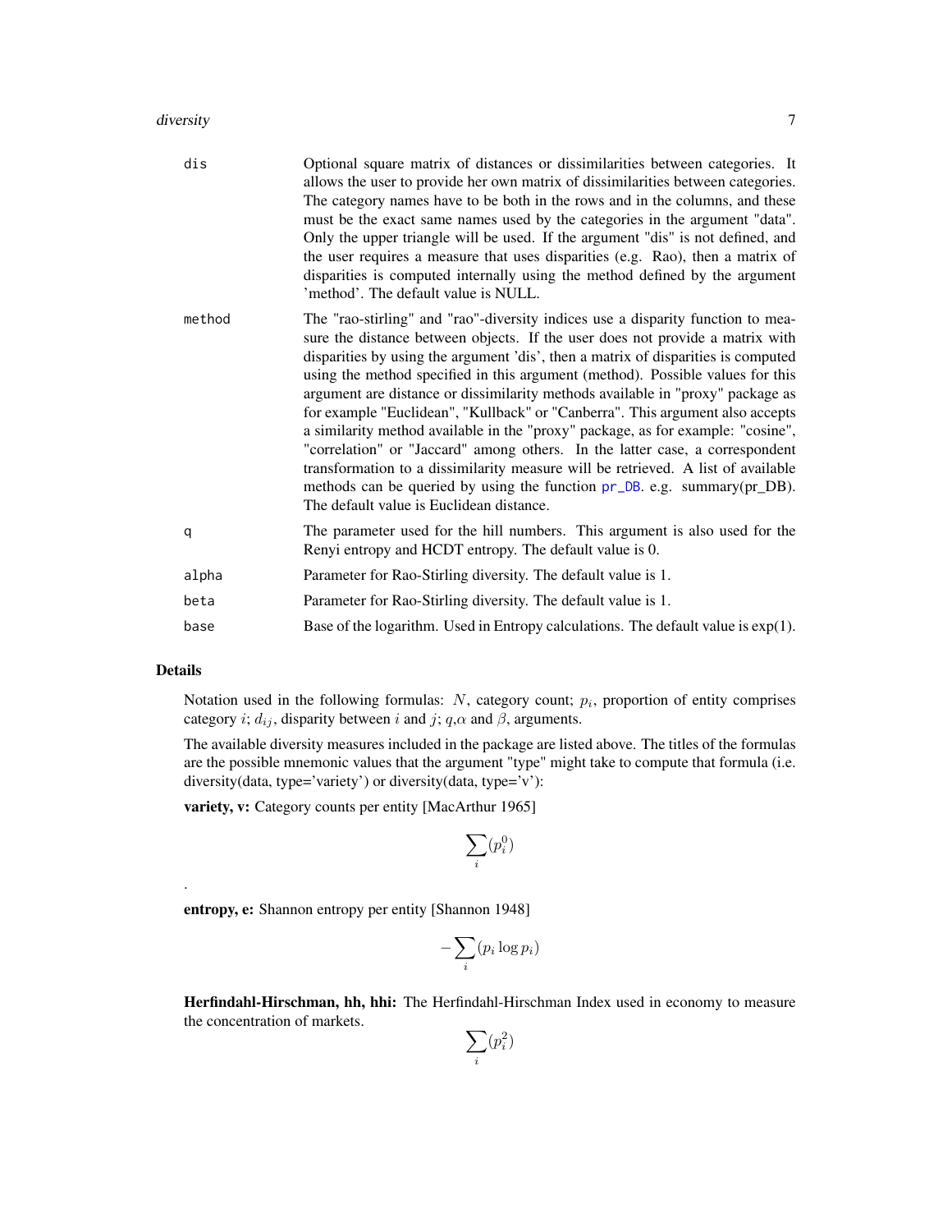| | |
|---|---|
| dis | Optional square matrix of distances or dissimilarities between categories. It allows the user to provide her own matrix of dissimilarities between categories. The category names have to be both in the rows and in the columns, and these must be the exact same names used by the categories in the argument "data". Only the upper triangle will be used. If the argument "dis" is not defined, and the user requires a measure that uses disparities (e.g. Rao), then a matrix of disparities is computed internally using the method defined by the argument 'method'. The default value is NULL. |
| method | The "rao-stirling" and "rao"-diversity indices use a disparity function to measure the distance between objects. If the user does not provide a matrix with disparities by using the argument 'dis', then a matrix of disparities is computed using the method specified in this argument (method). Possible values for this argument are distance or dissimilarity methods available in "proxy" package as for example "Euclidean", "Kullback" or "Canberra". This argument also accepts a similarity method available in the "proxy" package, as for example: "cosine", "correlation" or "Jaccard" among others. In the latter case, a correspondent transformation to a dissimilarity measure will be retrieved. A list of available methods can be queried by using the function pr_DB. e.g. summary(pr_DB). The default value is Euclidean distance. |
| q | The parameter used for the hill numbers. This argument is also used for the Renyi entropy and HCDT entropy. The default value is 0. |
| alpha | Parameter for Rao-Stirling diversity. The default value is 1. |
| beta | Parameter for Rao-Stirling diversity. The default value is 1. |
| base | Base of the logarithm. Used in Entropy calculations. The default value is exp(1). |

## Details

Notation used in the following formulas: $N$, category count; $p_i$, proportion of entity comprises category $i$; $d_{ij}$, disparity between $i$ and $j$; $q$,$\alpha$ and $\beta$, arguments.

The available diversity measures included in the package are listed above. The titles of the formulas are the possible mnemonic values that the argument "type" might take to compute that formula (i.e. diversity(data, type='variety') or diversity(data, type='v'):

**variety, v:** Category counts per entity [MacArthur 1965]

$$\sum_i (p_i^0)$$

.

**entropy, e:** Shannon entropy per entity [Shannon 1948]

$$-\sum_i (p_i \log p_i)$$

**Herfindahl-Hirschman, hh, hhi:** The Herfindahl-Hirschman Index used in economy to measure the concentration of markets.

$$\sum_i (p_i^2)$$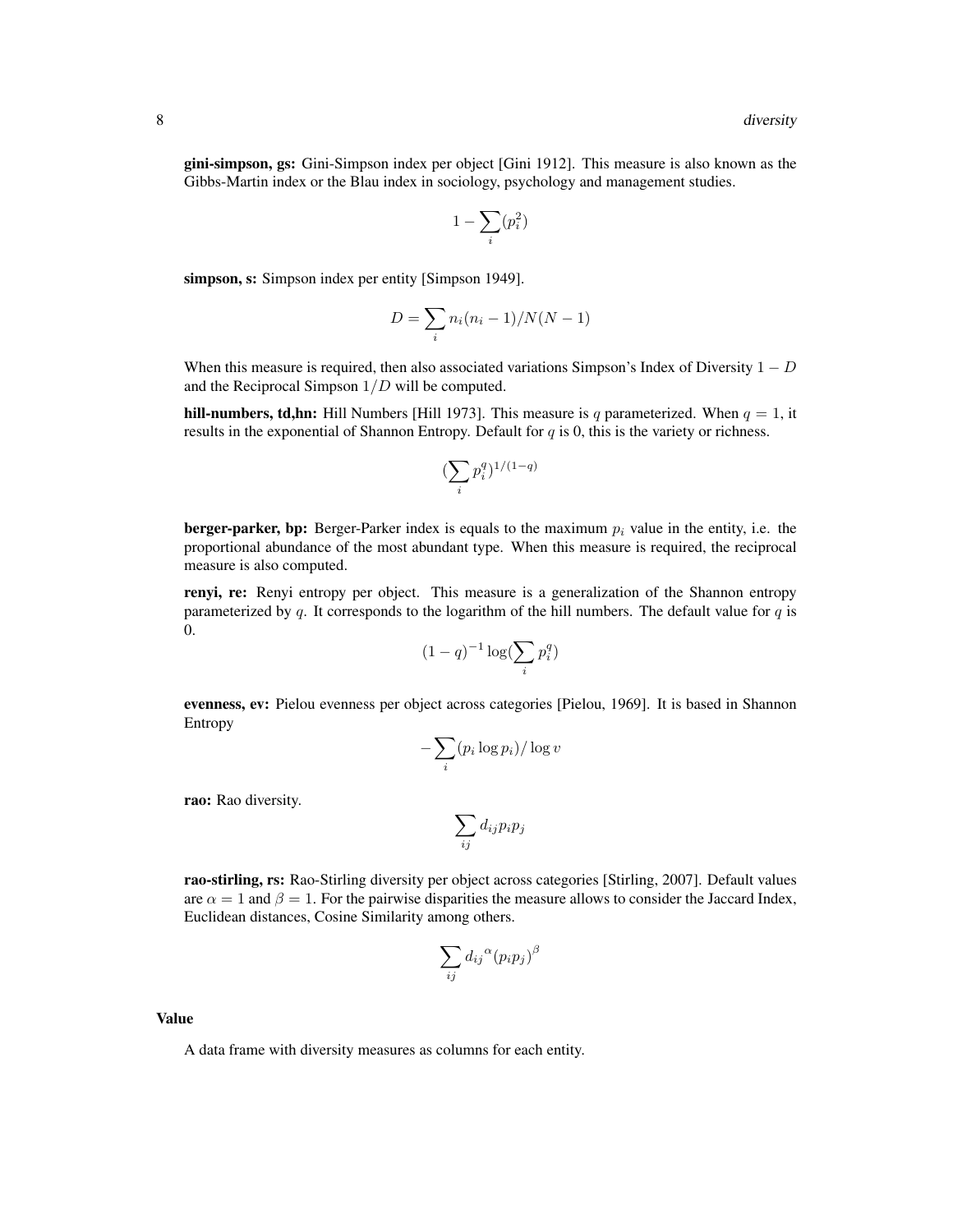**gini-simpson, gs:** Gini-Simpson index per object [Gini 1912]. This measure is also known as the Gibbs-Martin index or the Blau index in sociology, psychology and management studies.

$$1 - \sum_i (p_i^2)$$

**simpson, s:** Simpson index per entity [Simpson 1949].

$$D = \sum_i n_i(n_i - 1)/N(N - 1)$$

When this measure is required, then also associated variations Simpson's Index of Diversity $1 - D$ and the Reciprocal Simpson $1/D$ will be computed.

**hill-numbers, td,hn:** Hill Numbers [Hill 1973]. This measure is $q$ parameterized. When $q = 1$, it results in the exponential of Shannon Entropy. Default for $q$ is 0, this is the variety or richness.

$$(\sum_i p_i^q)^{1/(1-q)}$$

**berger-parker, bp:** Berger-Parker index is equals to the maximum $p_i$ value in the entity, i.e. the proportional abundance of the most abundant type. When this measure is required, the reciprocal measure is also computed.

**renyi, re:** Renyi entropy per object. This measure is a generalization of the Shannon entropy parameterized by $q$. It corresponds to the logarithm of the hill numbers. The default value for $q$ is 0.

$$(1 - q)^{-1} \log(\sum_i p_i^q)$$

**evenness, ev:** Pielou evenness per object across categories [Pielou, 1969]. It is based in Shannon Entropy

$$-\sum_i (p_i \log p_i)/\log v$$

**rao:** Rao diversity.

$$\sum_{ij} d_{ij} p_i p_j$$

**rao-stirling, rs:** Rao-Stirling diversity per object across categories [Stirling, 2007]. Default values are $\alpha = 1$ and $\beta = 1$. For the pairwise disparities the measure allows to consider the Jaccard Index, Euclidean distances, Cosine Similarity among others.

$$\sum_{ij} {d_{ij}}^{\alpha} {(p_i p_j)}^{\beta}$$

### Value

A data frame with diversity measures as columns for each entity.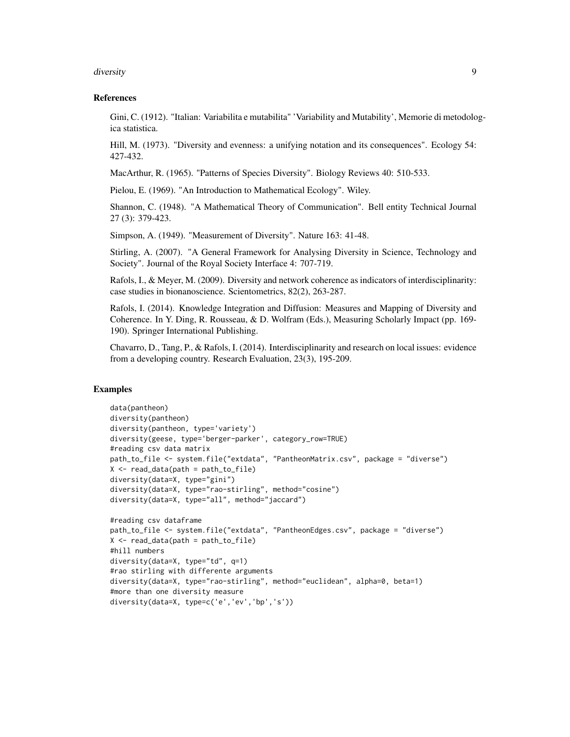## References

Gini, C. (1912). "Italian: Variabilita e mutabilita" 'Variability and Mutability', Memorie di metodologica statistica.

Hill, M. (1973). "Diversity and evenness: a unifying notation and its consequences". Ecology 54: 427-432.

MacArthur, R. (1965). "Patterns of Species Diversity". Biology Reviews 40: 510-533.

Pielou, E. (1969). "An Introduction to Mathematical Ecology". Wiley.

Shannon, C. (1948). "A Mathematical Theory of Communication". Bell entity Technical Journal 27 (3): 379-423.

Simpson, A. (1949). "Measurement of Diversity". Nature 163: 41-48.

Stirling, A. (2007). "A General Framework for Analysing Diversity in Science, Technology and Society". Journal of the Royal Society Interface 4: 707-719.

Rafols, I., & Meyer, M. (2009). Diversity and network coherence as indicators of interdisciplinarity: case studies in bionanoscience. Scientometrics, 82(2), 263-287.

Rafols, I. (2014). Knowledge Integration and Diffusion: Measures and Mapping of Diversity and Coherence. In Y. Ding, R. Rousseau, & D. Wolfram (Eds.), Measuring Scholarly Impact (pp. 169-190). Springer International Publishing.

Chavarro, D., Tang, P., & Rafols, I. (2014). Interdisciplinarity and research on local issues: evidence from a developing country. Research Evaluation, 23(3), 195-209.

## Examples

```
data(pantheon)
diversity(pantheon)
diversity(pantheon, type='variety')
diversity(geese, type='berger-parker', category_row=TRUE)
#reading csv data matrix
path_to_file <- system.file("extdata", "PantheonMatrix.csv", package = "diverse")
X <- read_data(path = path_to_file)
diversity(data=X, type="gini")
diversity(data=X, type="rao-stirling", method="cosine")
diversity(data=X, type="all", method="jaccard")

#reading csv dataframe
path_to_file <- system.file("extdata", "PantheonEdges.csv", package = "diverse")
X <- read_data(path = path_to_file)
#hill numbers
diversity(data=X, type="td", q=1)
#rao stirling with differente arguments
diversity(data=X, type="rao-stirling", method="euclidean", alpha=0, beta=1)
#more than one diversity measure
diversity(data=X, type=c('e','ev','bp','s'))
```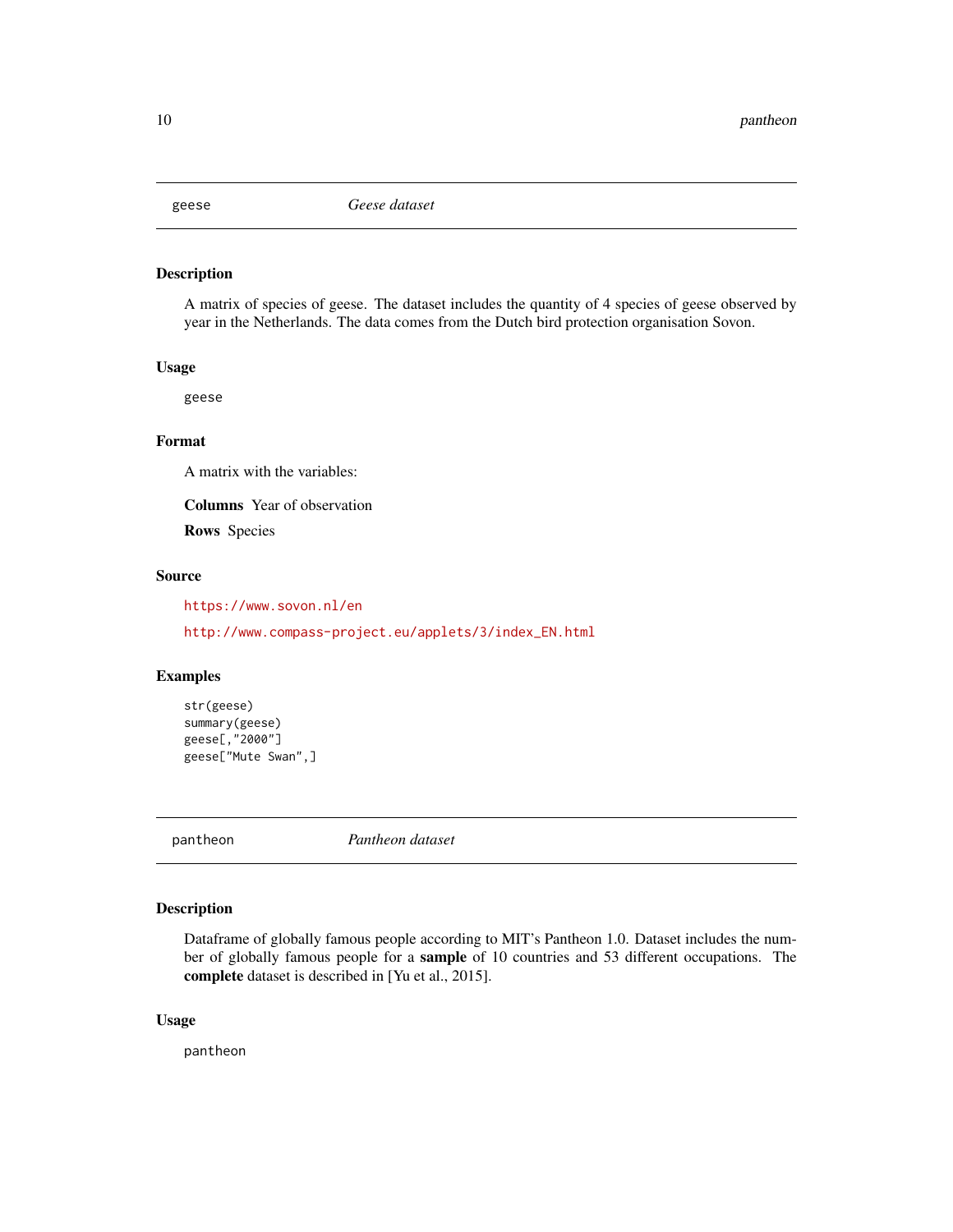## geese — *Geese dataset*

### Description

A matrix of species of geese. The dataset includes the quantity of 4 species of geese observed by year in the Netherlands. The data comes from the Dutch bird protection organisation Sovon.

### Usage

```
geese
```

### Format

A matrix with the variables:

**Columns** Year of observation

**Rows** Species

### Source

https://www.sovon.nl/en

http://www.compass-project.eu/applets/3/index_EN.html

### Examples

```
str(geese)
summary(geese)
geese[,"2000"]
geese["Mute Swan",]
```

## pantheon — *Pantheon dataset*

### Description

Dataframe of globally famous people according to MIT's Pantheon 1.0. Dataset includes the number of globally famous people for a **sample** of 10 countries and 53 different occupations. The **complete** dataset is described in [Yu et al., 2015].

### Usage

```
pantheon
```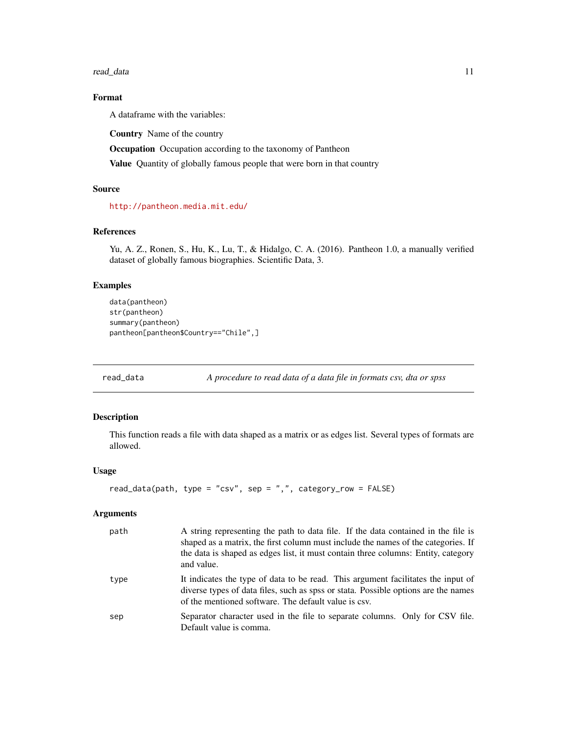### Format

A dataframe with the variables:

**Country** Name of the country

**Occupation** Occupation according to the taxonomy of Pantheon

**Value** Quantity of globally famous people that were born in that country

### Source

http://pantheon.media.mit.edu/

### References

Yu, A. Z., Ronen, S., Hu, K., Lu, T., & Hidalgo, C. A. (2016). Pantheon 1.0, a manually verified dataset of globally famous biographies. Scientific Data, 3.

### Examples

```
data(pantheon)
str(pantheon)
summary(pantheon)
pantheon[pantheon$Country=="Chile",]
```

---

## read_data — *A procedure to read data of a data file in formats csv, dta or spss*

---

### Description

This function reads a file with data shaped as a matrix or as edges list. Several types of formats are allowed.

### Usage

```
read_data(path, type = "csv", sep = ",", category_row = FALSE)
```

### Arguments

| | |
|---|---|
| path | A string representing the path to data file. If the data contained in the file is shaped as a matrix, the first column must include the names of the categories. If the data is shaped as edges list, it must contain three columns: Entity, category and value. |
| type | It indicates the type of data to be read. This argument facilitates the input of diverse types of data files, such as spss or stata. Possible options are the names of the mentioned software. The default value is csv. |
| sep | Separator character used in the file to separate columns. Only for CSV file. Default value is comma. |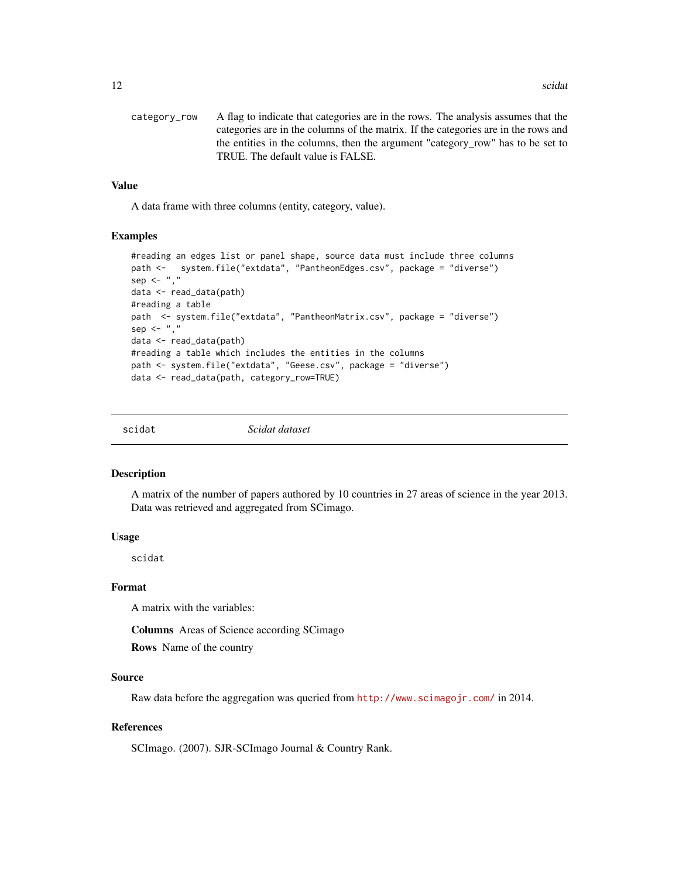category_row A flag to indicate that categories are in the rows. The analysis assumes that the categories are in the columns of the matrix. If the categories are in the rows and the entities in the columns, then the argument "category_row" has to be set to TRUE. The default value is FALSE.

### Value

A data frame with three columns (entity, category, value).

### Examples

```
#reading an edges list or panel shape, source data must include three columns
path <-   system.file("extdata", "PantheonEdges.csv", package = "diverse")
sep <- ","
data <- read_data(path)
#reading a table
path  <- system.file("extdata", "PantheonMatrix.csv", package = "diverse")
sep <- ","
data <- read_data(path)
#reading a table which includes the entities in the columns
path <- system.file("extdata", "Geese.csv", package = "diverse")
data <- read_data(path, category_row=TRUE)
```

---

## scidat *Scidat dataset*

### Description

A matrix of the number of papers authored by 10 countries in 27 areas of science in the year 2013. Data was retrieved and aggregated from SCimago.

### Usage

```
scidat
```

### Format

A matrix with the variables:

**Columns** Areas of Science according SCimago

**Rows** Name of the country

### Source

Raw data before the aggregation was queried from http://www.scimagojr.com/ in 2014.

### References

SCImago. (2007). SJR-SCImago Journal & Country Rank.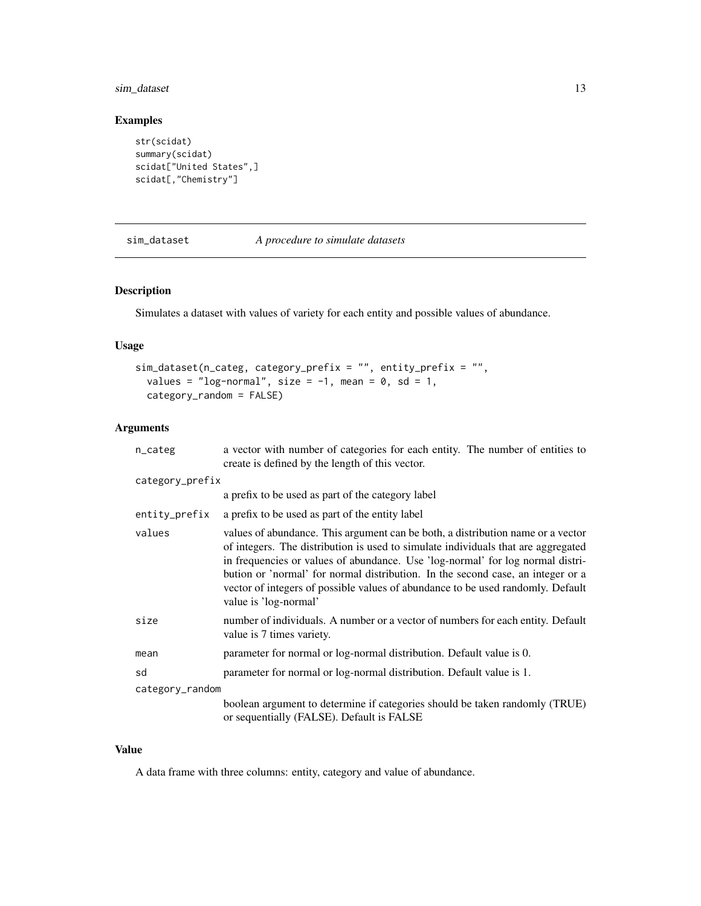## Examples

```
str(scidat)
summary(scidat)
scidat["United States",]
scidat[,"Chemistry"]
```

---

# sim_dataset — *A procedure to simulate datasets*

---

### Description

Simulates a dataset with values of variety for each entity and possible values of abundance.

### Usage

```
sim_dataset(n_categ, category_prefix = "", entity_prefix = "",
  values = "log-normal", size = -1, mean = 0, sd = 1,
  category_random = FALSE)
```

### Arguments

| | |
|---|---|
| `n_categ` | a vector with number of categories for each entity. The number of entities to create is defined by the length of this vector. |
| `category_prefix` | a prefix to be used as part of the category label |
| `entity_prefix` | a prefix to be used as part of the entity label |
| `values` | values of abundance. This argument can be both, a distribution name or a vector of integers. The distribution is used to simulate individuals that are aggregated in frequencies or values of abundance. Use 'log-normal' for log normal distribution or 'normal' for normal distribution. In the second case, an integer or a vector of integers of possible values of abundance to be used randomly. Default value is 'log-normal' |
| `size` | number of individuals. A number or a vector of numbers for each entity. Default value is 7 times variety. |
| `mean` | parameter for normal or log-normal distribution. Default value is 0. |
| `sd` | parameter for normal or log-normal distribution. Default value is 1. |
| `category_random` | boolean argument to determine if categories should be taken randomly (TRUE) or sequentially (FALSE). Default is FALSE |

### Value

A data frame with three columns: entity, category and value of abundance.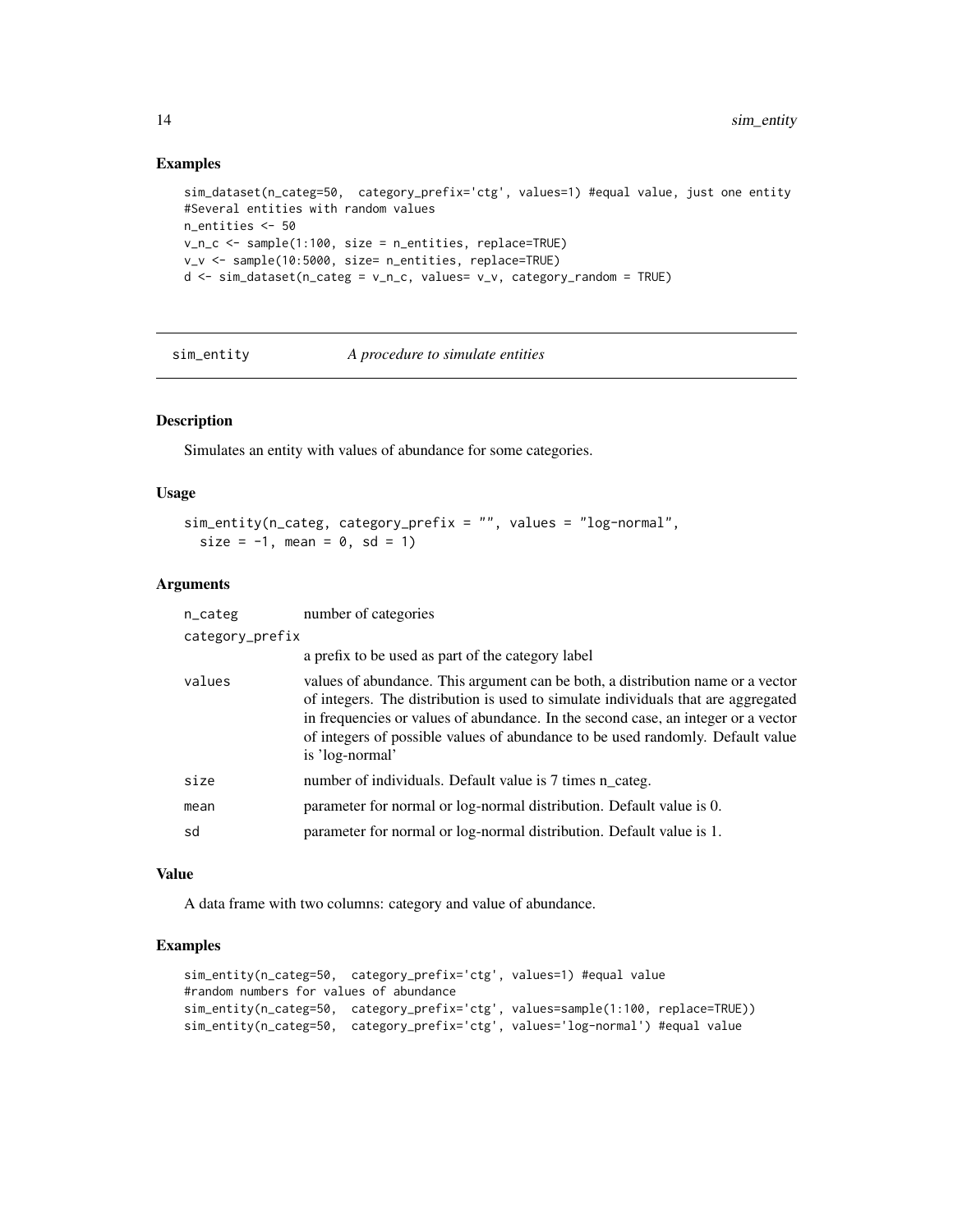### Examples

```
sim_dataset(n_categ=50,  category_prefix='ctg', values=1) #equal value, just one entity
#Several entities with random values
n_entities <- 50
v_n_c <- sample(1:100, size = n_entities, replace=TRUE)
v_v <- sample(10:5000, size= n_entities, replace=TRUE)
d <- sim_dataset(n_categ = v_n_c, values= v_v, category_random = TRUE)
```

## sim_entity    *A procedure to simulate entities*

### Description

Simulates an entity with values of abundance for some categories.

### Usage

```
sim_entity(n_categ, category_prefix = "", values = "log-normal",
  size = -1, mean = 0, sd = 1)
```

### Arguments

| | |
|---|---|
| n_categ | number of categories |
| category_prefix | a prefix to be used as part of the category label |
| values | values of abundance. This argument can be both, a distribution name or a vector of integers. The distribution is used to simulate individuals that are aggregated in frequencies or values of abundance. In the second case, an integer or a vector of integers of possible values of abundance to be used randomly. Default value is 'log-normal' |
| size | number of individuals. Default value is 7 times n_categ. |
| mean | parameter for normal or log-normal distribution. Default value is 0. |
| sd | parameter for normal or log-normal distribution. Default value is 1. |

### Value

A data frame with two columns: category and value of abundance.

### Examples

```
sim_entity(n_categ=50,  category_prefix='ctg', values=1) #equal value
#random numbers for values of abundance
sim_entity(n_categ=50,  category_prefix='ctg', values=sample(1:100, replace=TRUE))
sim_entity(n_categ=50,  category_prefix='ctg', values='log-normal') #equal value
```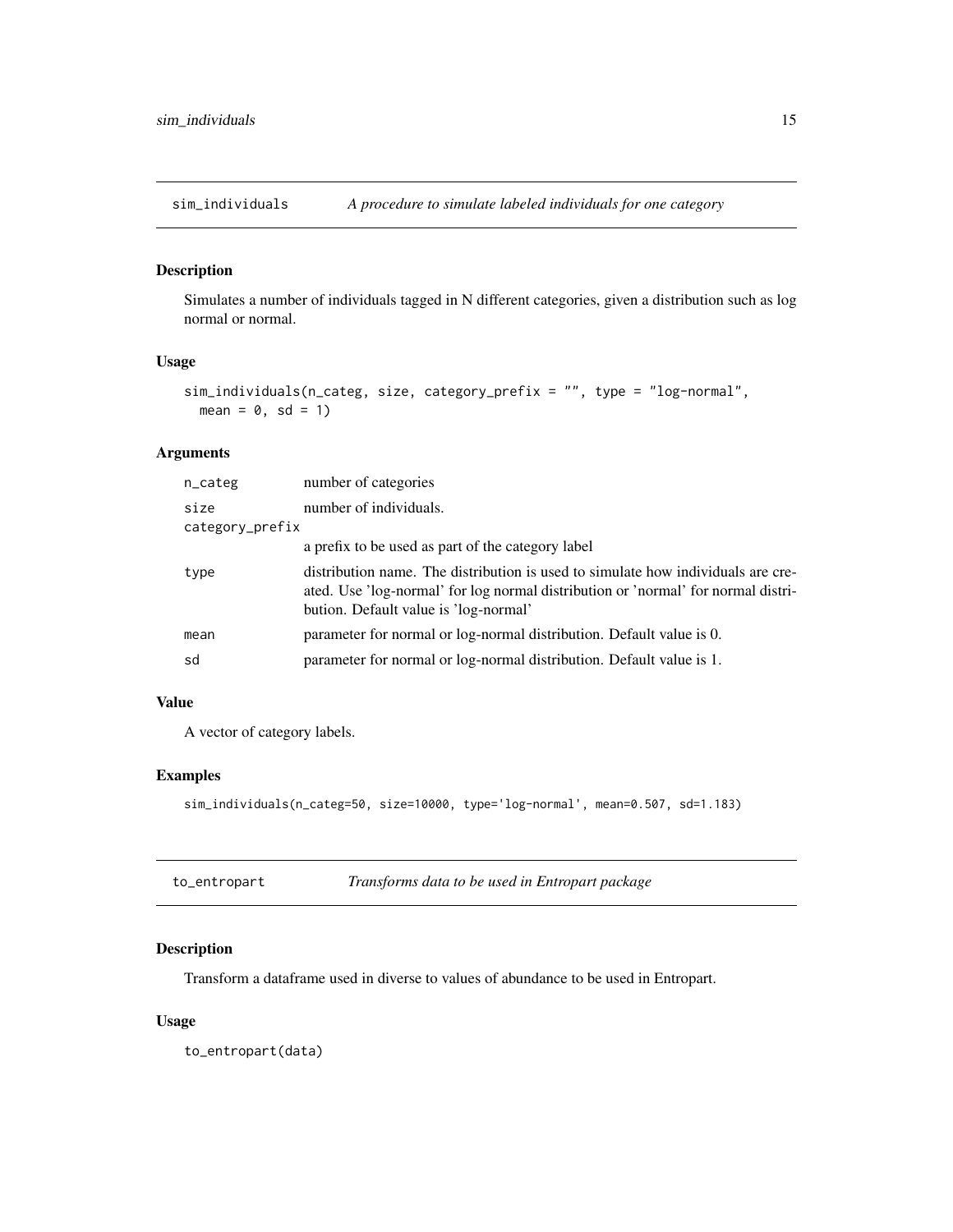## sim_individuals — *A procedure to simulate labeled individuals for one category*

### Description

Simulates a number of individuals tagged in N different categories, given a distribution such as log normal or normal.

### Usage

```
sim_individuals(n_categ, size, category_prefix = "", type = "log-normal",
  mean = 0, sd = 1)
```

### Arguments

| Argument | Description |
|---|---|
| n_categ | number of categories |
| size | number of individuals. |
| category_prefix | a prefix to be used as part of the category label |
| type | distribution name. The distribution is used to simulate how individuals are created. Use 'log-normal' for log normal distribution or 'normal' for normal distribution. Default value is 'log-normal' |
| mean | parameter for normal or log-normal distribution. Default value is 0. |
| sd | parameter for normal or log-normal distribution. Default value is 1. |

### Value

A vector of category labels.

### Examples

```
sim_individuals(n_categ=50, size=10000, type='log-normal', mean=0.507, sd=1.183)
```

## to_entropart — *Transforms data to be used in Entropart package*

### Description

Transform a dataframe used in diverse to values of abundance to be used in Entropart.

### Usage

```
to_entropart(data)
```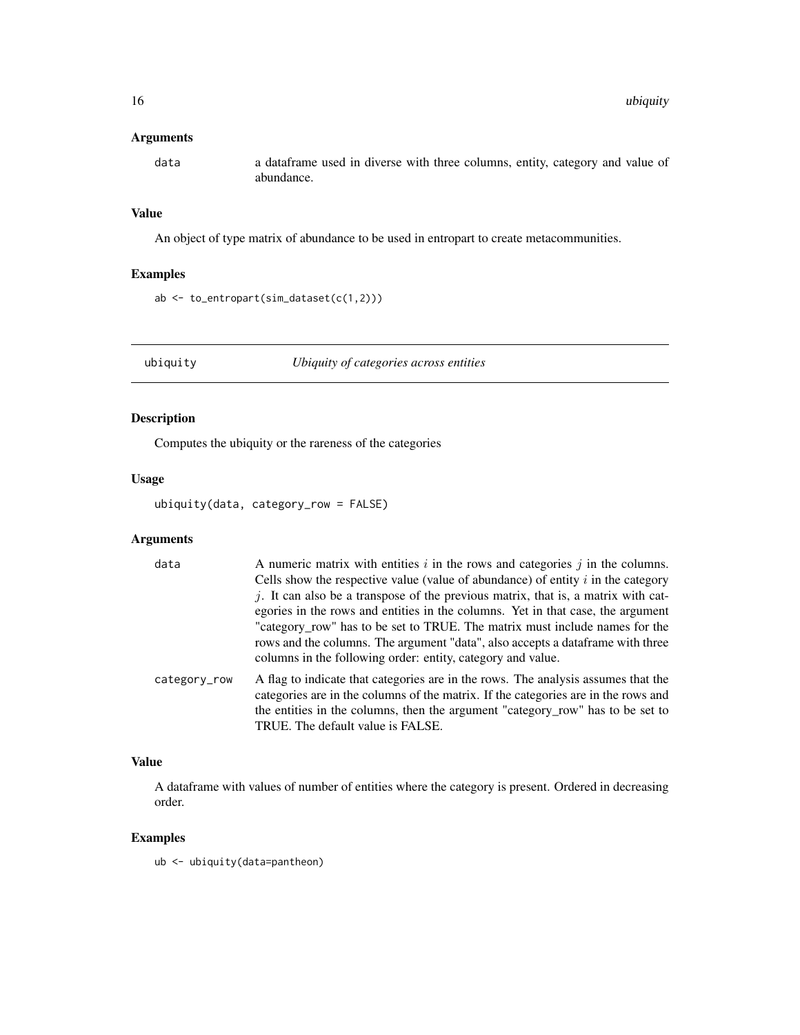### Arguments

data — a dataframe used in diverse with three columns, entity, category and value of abundance.

### Value

An object of type matrix of abundance to be used in entropart to create metacommunities.

### Examples

```
ab <- to_entropart(sim_dataset(c(1,2)))
```

---

## ubiquity — *Ubiquity of categories across entities*

---

### Description

Computes the ubiquity or the rareness of the categories

### Usage

```
ubiquity(data, category_row = FALSE)
```

### Arguments

data — A numeric matrix with entities $i$ in the rows and categories $j$ in the columns. Cells show the respective value (value of abundance) of entity $i$ in the category $j$. It can also be a transpose of the previous matrix, that is, a matrix with categories in the rows and entities in the columns. Yet in that case, the argument "category_row" has to be set to TRUE. The matrix must include names for the rows and the columns. The argument "data", also accepts a dataframe with three columns in the following order: entity, category and value.

category_row — A flag to indicate that categories are in the rows. The analysis assumes that the categories are in the columns of the matrix. If the categories are in the rows and the entities in the columns, then the argument "category_row" has to be set to TRUE. The default value is FALSE.

### Value

A dataframe with values of number of entities where the category is present. Ordered in decreasing order.

### Examples

```
ub <- ubiquity(data=pantheon)
```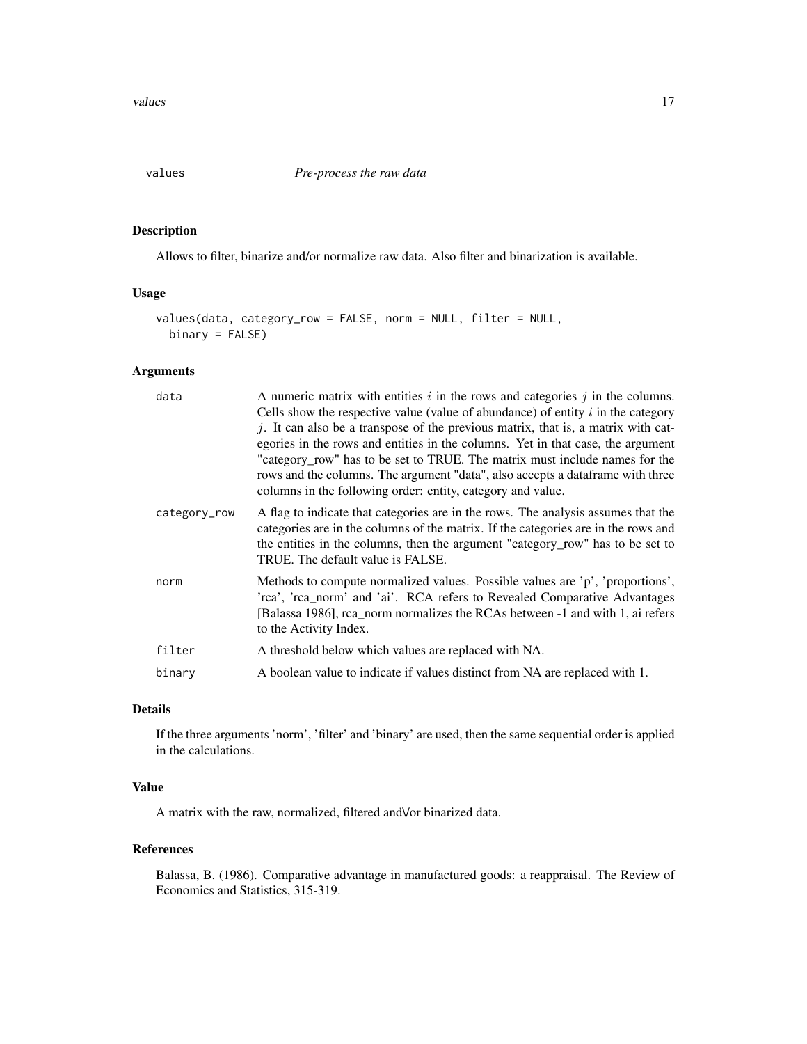# values — *Pre-process the raw data*

## Description

Allows to filter, binarize and/or normalize raw data. Also filter and binarization is available.

## Usage

```
values(data, category_row = FALSE, norm = NULL, filter = NULL,
  binary = FALSE)
```

## Arguments

| | |
|---|---|
| data | A numeric matrix with entities $i$ in the rows and categories $j$ in the columns. Cells show the respective value (value of abundance) of entity $i$ in the category $j$. It can also be a transpose of the previous matrix, that is, a matrix with categories in the rows and entities in the columns. Yet in that case, the argument "category_row" has to be set to TRUE. The matrix must include names for the rows and the columns. The argument "data", also accepts a dataframe with three columns in the following order: entity, category and value. |
| category_row | A flag to indicate that categories are in the rows. The analysis assumes that the categories are in the columns of the matrix. If the categories are in the rows and the entities in the columns, then the argument "category_row" has to be set to TRUE. The default value is FALSE. |
| norm | Methods to compute normalized values. Possible values are 'p', 'proportions', 'rca', 'rca_norm' and 'ai'. RCA refers to Revealed Comparative Advantages [Balassa 1986], rca_norm normalizes the RCAs between -1 and with 1, ai refers to the Activity Index. |
| filter | A threshold below which values are replaced with NA. |
| binary | A boolean value to indicate if values distinct from NA are replaced with 1. |

## Details

If the three arguments 'norm', 'filter' and 'binary' are used, then the same sequential order is applied in the calculations.

## Value

A matrix with the raw, normalized, filtered and\/or binarized data.

## References

Balassa, B. (1986). Comparative advantage in manufactured goods: a reappraisal. The Review of Economics and Statistics, 315-319.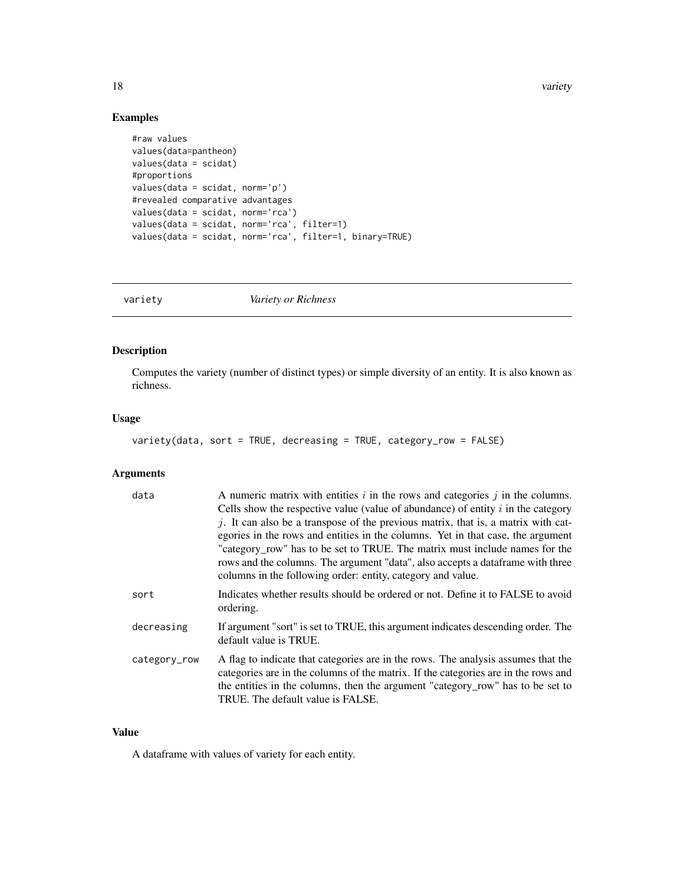## Examples

```
#raw values
values(data=pantheon)
values(data = scidat)
#proportions
values(data = scidat, norm='p')
#revealed comparative advantages
values(data = scidat, norm='rca')
values(data = scidat, norm='rca', filter=1)
values(data = scidat, norm='rca', filter=1, binary=TRUE)
```

---

# variety *Variety or Richness*

---

## Description

Computes the variety (number of distinct types) or simple diversity of an entity. It is also known as richness.

## Usage

```
variety(data, sort = TRUE, decreasing = TRUE, category_row = FALSE)
```

## Arguments

| | |
|---|---|
| data | A numeric matrix with entities $i$ in the rows and categories $j$ in the columns. Cells show the respective value (value of abundance) of entity $i$ in the category $j$. It can also be a transpose of the previous matrix, that is, a matrix with categories in the rows and entities in the columns. Yet in that case, the argument "category_row" has to be set to TRUE. The matrix must include names for the rows and the columns. The argument "data", also accepts a dataframe with three columns in the following order: entity, category and value. |
| sort | Indicates whether results should be ordered or not. Define it to FALSE to avoid ordering. |
| decreasing | If argument "sort" is set to TRUE, this argument indicates descending order. The default value is TRUE. |
| category_row | A flag to indicate that categories are in the rows. The analysis assumes that the categories are in the columns of the matrix. If the categories are in the rows and the entities in the columns, then the argument "category_row" has to be set to TRUE. The default value is FALSE. |

## Value

A dataframe with values of variety for each entity.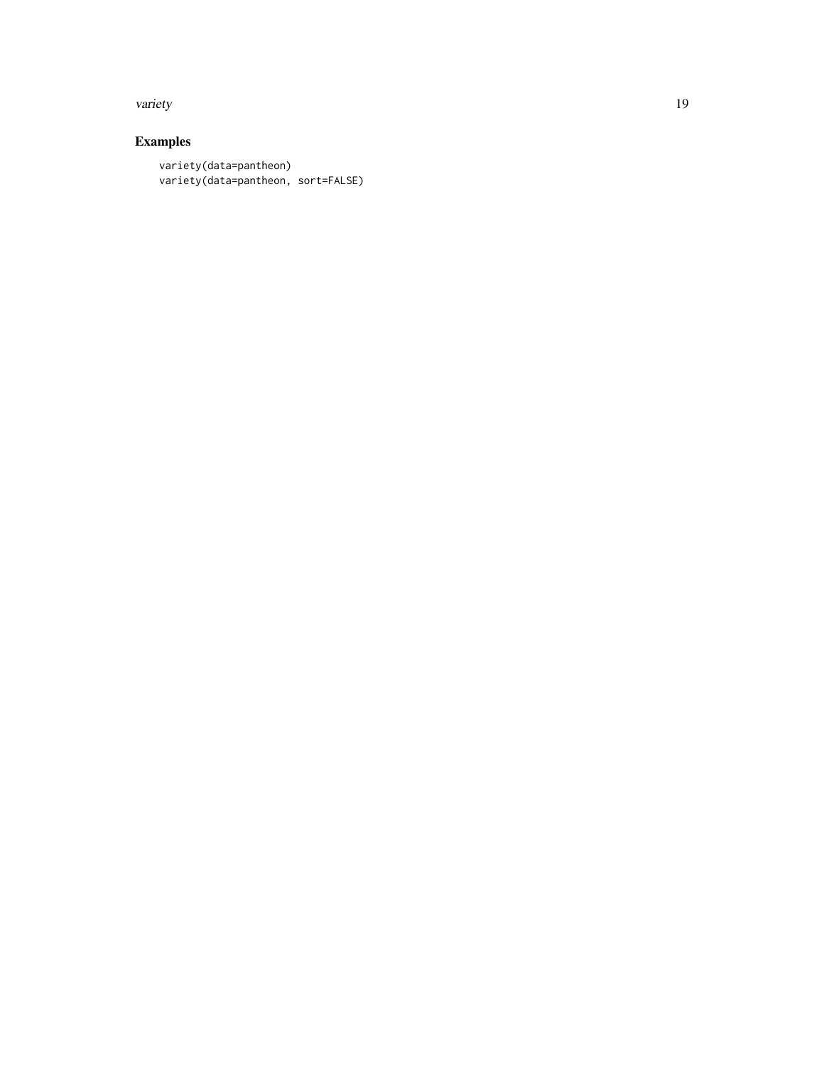## Examples

```
variety(data=pantheon)
variety(data=pantheon, sort=FALSE)
```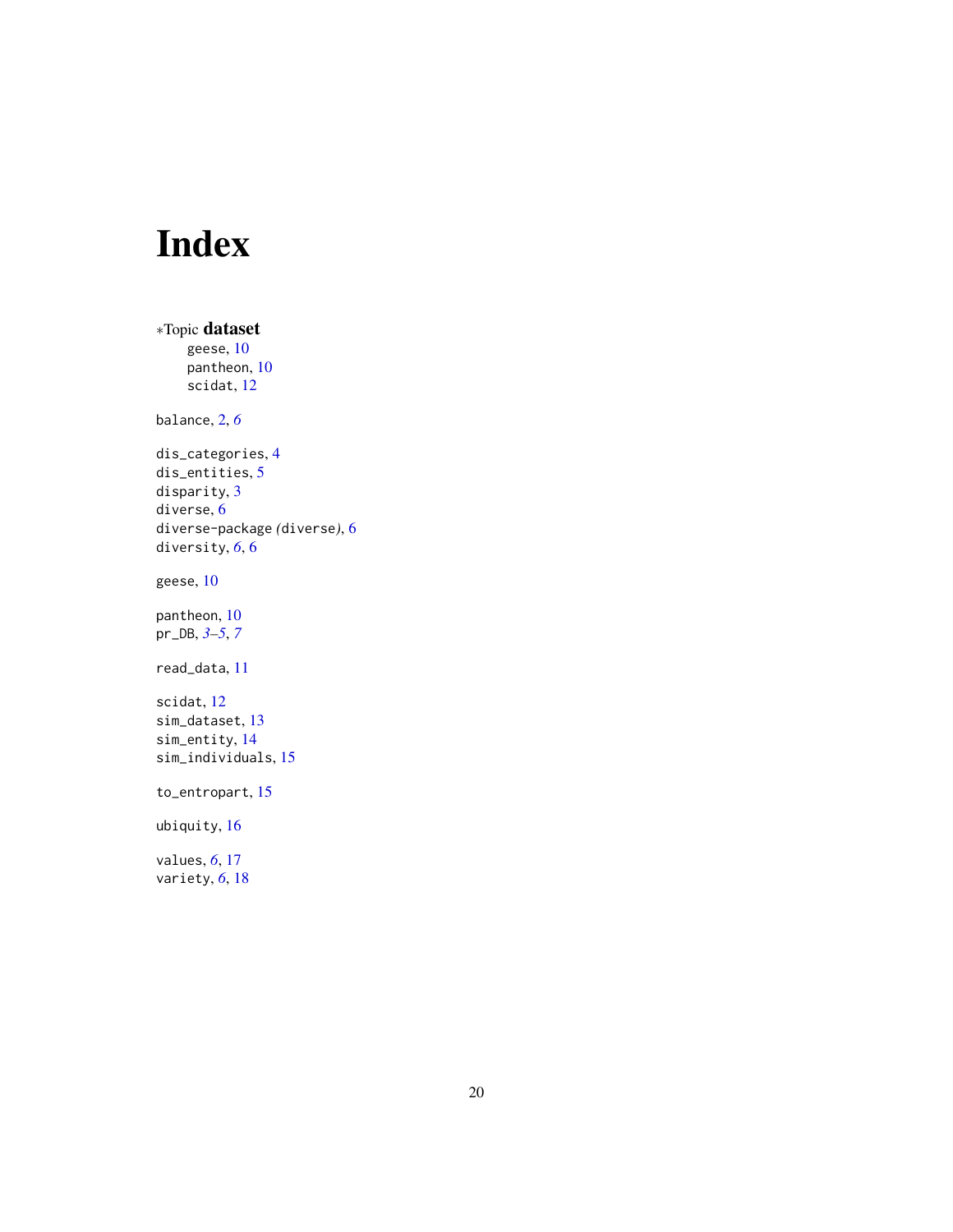# Index

*Topic **dataset**
- geese, 10
- pantheon, 10
- scidat, 12

balance, 2, *6*

dis_categories, 4
dis_entities, 5
disparity, 3
diverse, 6
diverse-package *(*diverse*)*, 6
diversity, *6*, 6

geese, 10

pantheon, 10
pr_DB, *3–5*, *7*

read_data, 11

scidat, 12
sim_dataset, 13
sim_entity, 14
sim_individuals, 15

to_entropart, 15

ubiquity, 16

values, *6*, 17
variety, *6*, 18